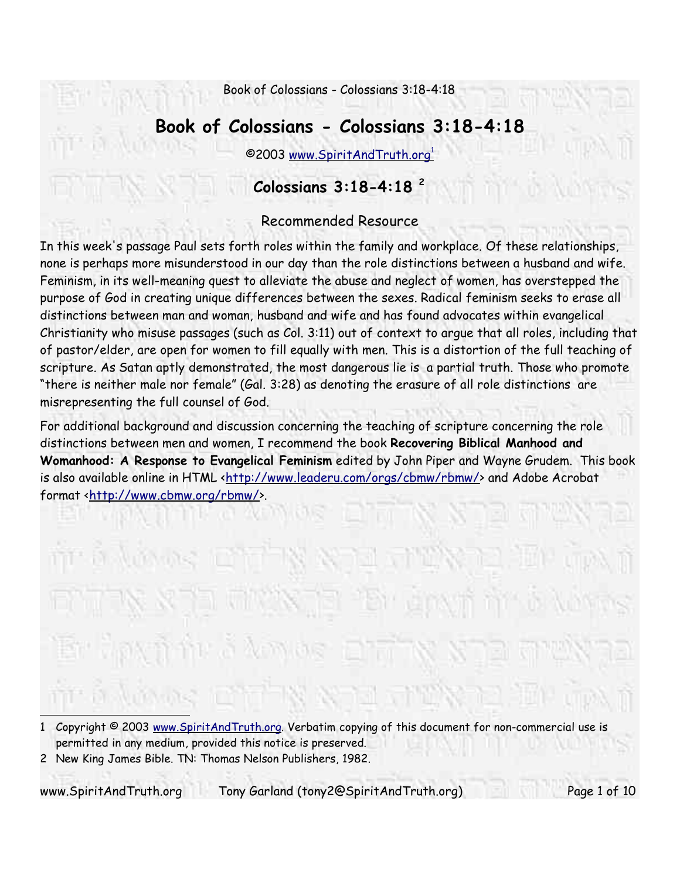# Book of Colossians - Colossians 3:18-4:18

©2003 www.SpiritAndTruth.org[1]

## Colossians 3:18-4:18 [2]

### Recommended Resource

In this week's passage Paul sets forth roles within the family and workplace. Of these relationships, none is perhaps more misunderstood in our day than the role distinctions between a husband and wife. Feminism, in its well-meaning quest to alleviate the abuse and neglect of women, has overstepped the purpose of God in creating unique differences between the sexes. Radical feminism seeks to erase all distinctions between man and woman, husband and wife and has found advocates within evangelical Christianity who misuse passages (such as Col. 3:11) out of context to argue that all roles, including that of pastor/elder, are open for women to fill equally with men. This is a distortion of the full teaching of scripture. As Satan aptly demonstrated, the most dangerous lie is a partial truth. Those who promote "there is neither male nor female" (Gal. 3:28) as denoting the erasure of all role distinctions are misrepresenting the full counsel of God.

For additional background and discussion concerning the teaching of scripture concerning the role distinctions between men and women, I recommend the book **Recovering Biblical Manhood and Womanhood: A Response to Evangelical Feminism** edited by John Piper and Wayne Grudem. This book is also available online in HTML <http://www.leaderu.com/orgs/cbmw/rbmw/> and Adobe Acrobat format <http://www.cbmw.org/rbmw/>.

---

1 Copyright © 2003 www.SpiritAndTruth.org. Verbatim copying of this document for non-commercial use is permitted in any medium, provided this notice is preserved.

2 New King James Bible. TN: Thomas Nelson Publishers, 1982.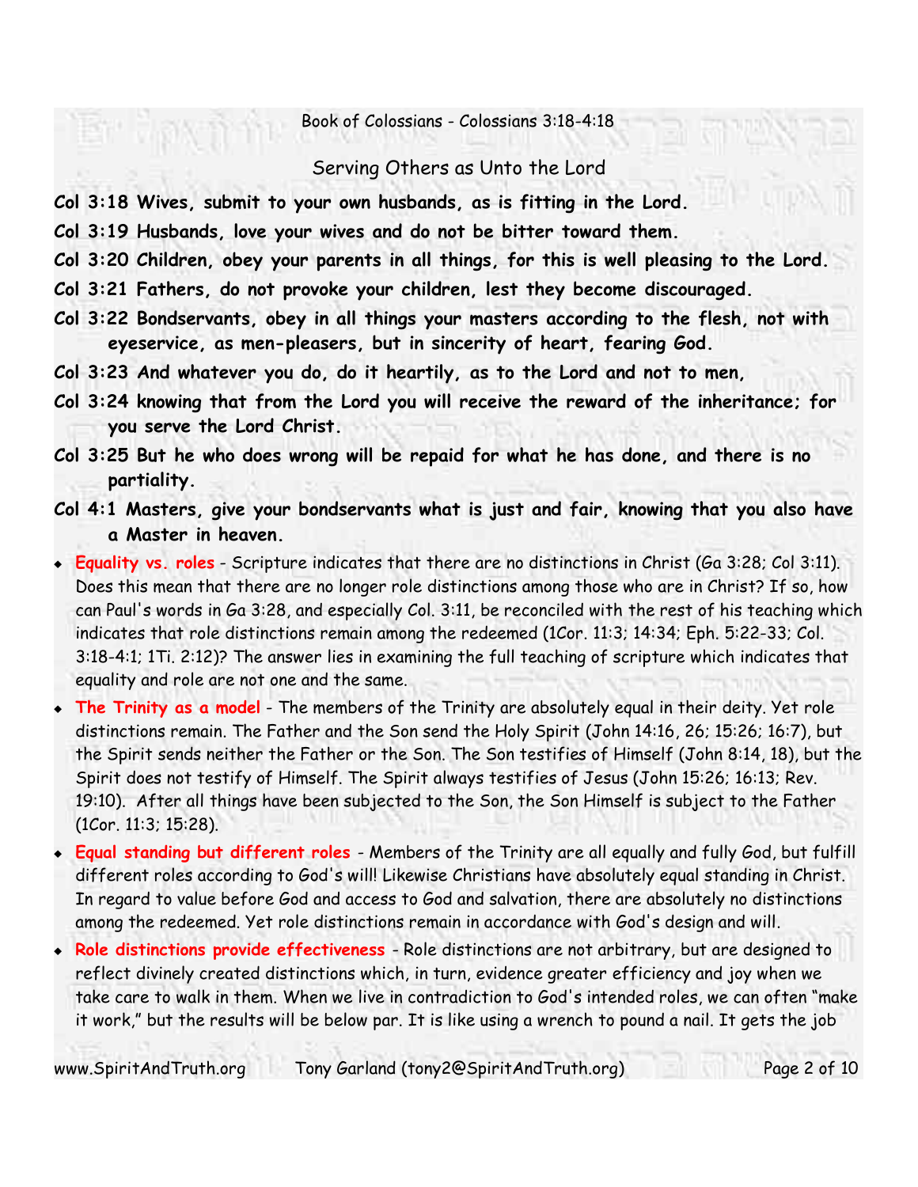Book of Colossians - Colossians 3:18-4:18

## Serving Others as Unto the Lord

**Col 3:18 Wives, submit to your own husbands, as is fitting in the Lord.**

**Col 3:19 Husbands, love your wives and do not be bitter toward them.**

**Col 3:20 Children, obey your parents in all things, for this is well pleasing to the Lord.**

**Col 3:21 Fathers, do not provoke your children, lest they become discouraged.**

**Col 3:22 Bondservants, obey in all things your masters according to the flesh, not with eyeservice, as men-pleasers, but in sincerity of heart, fearing God.**

**Col 3:23 And whatever you do, do it heartily, as to the Lord and not to men,**

**Col 3:24 knowing that from the Lord you will receive the reward of the inheritance; for you serve the Lord Christ.**

**Col 3:25 But he who does wrong will be repaid for what he has done, and there is no partiality.**

**Col 4:1 Masters, give your bondservants what is just and fair, knowing that you also have a Master in heaven.**

- **Equality vs. roles** - Scripture indicates that there are no distinctions in Christ (Ga 3:28; Col 3:11). Does this mean that there are no longer role distinctions among those who are in Christ? If so, how can Paul's words in Ga 3:28, and especially Col. 3:11, be reconciled with the rest of his teaching which indicates that role distinctions remain among the redeemed (1Cor. 11:3; 14:34; Eph. 5:22-33; Col. 3:18-4:1; 1Ti. 2:12)? The answer lies in examining the full teaching of scripture which indicates that equality and role are not one and the same.
- **The Trinity as a model** - The members of the Trinity are absolutely equal in their deity. Yet role distinctions remain. The Father and the Son send the Holy Spirit (John 14:16, 26; 15:26; 16:7), but the Spirit sends neither the Father or the Son. The Son testifies of Himself (John 8:14, 18), but the Spirit does not testify of Himself. The Spirit always testifies of Jesus (John 15:26; 16:13; Rev. 19:10). After all things have been subjected to the Son, the Son Himself is subject to the Father (1Cor. 11:3; 15:28).
- **Equal standing but different roles** - Members of the Trinity are all equally and fully God, but fulfill different roles according to God's will! Likewise Christians have absolutely equal standing in Christ. In regard to value before God and access to God and salvation, there are absolutely no distinctions among the redeemed. Yet role distinctions remain in accordance with God's design and will.
- **Role distinctions provide effectiveness** - Role distinctions are not arbitrary, but are designed to reflect divinely created distinctions which, in turn, evidence greater efficiency and joy when we take care to walk in them. When we live in contradiction to God's intended roles, we can often "make it work," but the results will be below par. It is like using a wrench to pound a nail. It gets the job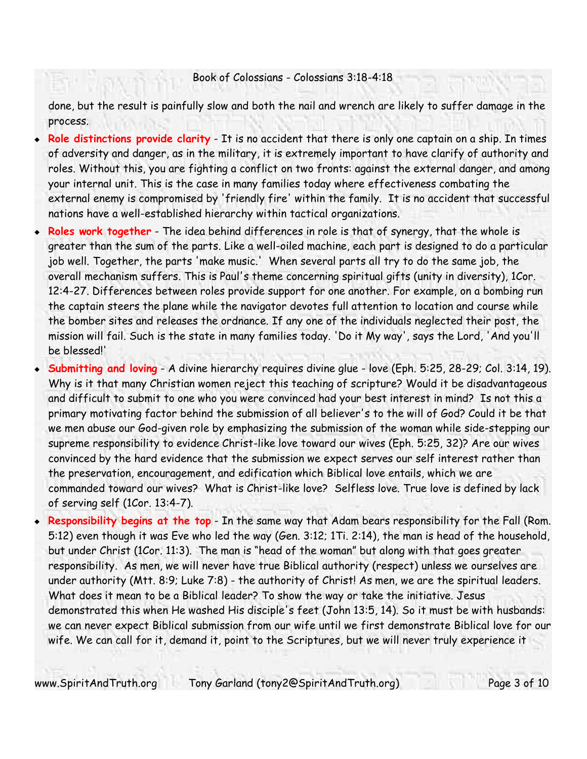done, but the result is painfully slow and both the nail and wrench are likely to suffer damage in the process.

- **Role distinctions provide clarity** - It is no accident that there is only one captain on a ship. In times of adversity and danger, as in the military, it is extremely important to have clarify of authority and roles. Without this, you are fighting a conflict on two fronts: against the external danger, and among your internal unit. This is the case in many families today where effectiveness combating the external enemy is compromised by 'friendly fire' within the family. It is no accident that successful nations have a well-established hierarchy within tactical organizations.
- **Roles work together** - The idea behind differences in role is that of synergy, that the whole is greater than the sum of the parts. Like a well-oiled machine, each part is designed to do a particular job well. Together, the parts 'make music.' When several parts all try to do the same job, the overall mechanism suffers. This is Paul's theme concerning spiritual gifts (unity in diversity), 1Cor. 12:4-27. Differences between roles provide support for one another. For example, on a bombing run the captain steers the plane while the navigator devotes full attention to location and course while the bomber sites and releases the ordnance. If any one of the individuals neglected their post, the mission will fail. Such is the state in many families today. 'Do it My way', says the Lord, 'And you'll be blessed!'
- **Submitting and loving** - A divine hierarchy requires divine glue - love (Eph. 5:25, 28-29; Col. 3:14, 19). Why is it that many Christian women reject this teaching of scripture? Would it be disadvantageous and difficult to submit to one who you were convinced had your best interest in mind? Is not this a primary motivating factor behind the submission of all believer's to the will of God? Could it be that we men abuse our God-given role by emphasizing the submission of the woman while side-stepping our supreme responsibility to evidence Christ-like love toward our wives (Eph. 5:25, 32)? Are our wives convinced by the hard evidence that the submission we expect serves our self interest rather than the preservation, encouragement, and edification which Biblical love entails, which we are commanded toward our wives? What is Christ-like love? Selfless love. True love is defined by lack of serving self (1Cor. 13:4-7).
- **Responsibility begins at the top** - In the same way that Adam bears responsibility for the Fall (Rom. 5:12) even though it was Eve who led the way (Gen. 3:12; 1Ti. 2:14), the man is head of the household, but under Christ (1Cor. 11:3). The man is "head of the woman" but along with that goes greater responsibility. As men, we will never have true Biblical authority (respect) unless we ourselves are under authority (Mtt. 8:9; Luke 7:8) - the authority of Christ! As men, we are the spiritual leaders. What does it mean to be a Biblical leader? To show the way or take the initiative. Jesus demonstrated this when He washed His disciple's feet (John 13:5, 14). So it must be with husbands: we can never expect Biblical submission from our wife until we first demonstrate Biblical love for our wife. We can call for it, demand it, point to the Scriptures, but we will never truly experience it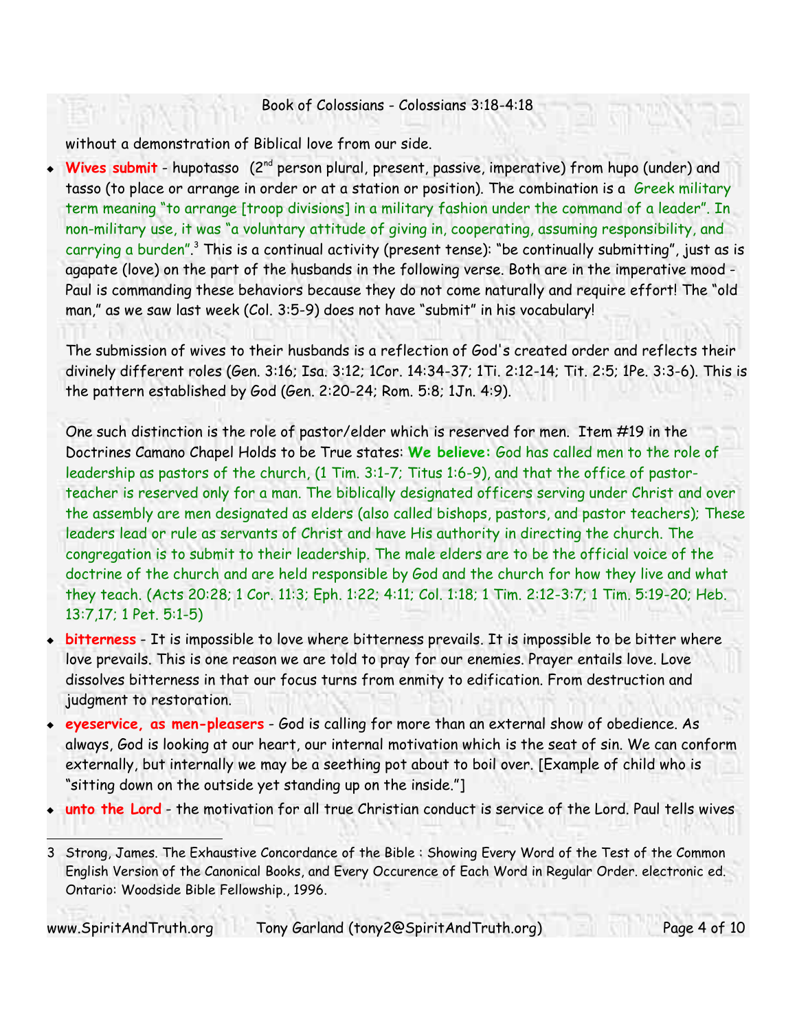without a demonstration of Biblical love from our side.

- **Wives submit** - hupotasso (2nd person plural, present, passive, imperative) from hupo (under) and tasso (to place or arrange in order or at a station or position). The combination is a Greek military term meaning "to arrange [troop divisions] in a military fashion under the command of a leader". In non-military use, it was "a voluntary attitude of giving in, cooperating, assuming responsibility, and carrying a burden".[3] This is a continual activity (present tense): "be continually submitting", just as is agapate (love) on the part of the husbands in the following verse. Both are in the imperative mood - Paul is commanding these behaviors because they do not come naturally and require effort! The "old man," as we saw last week (Col. 3:5-9) does not have "submit" in his vocabulary!

  The submission of wives to their husbands is a reflection of God's created order and reflects their divinely different roles (Gen. 3:16; Isa. 3:12; 1Cor. 14:34-37; 1Ti. 2:12-14; Tit. 2:5; 1Pe. 3:3-6). This is the pattern established by God (Gen. 2:20-24; Rom. 5:8; 1Jn. 4:9).

  One such distinction is the role of pastor/elder which is reserved for men. Item #19 in the Doctrines Camano Chapel Holds to be True states: **We believe:** God has called men to the role of leadership as pastors of the church, (1 Tim. 3:1-7; Titus 1:6-9), and that the office of pastor-teacher is reserved only for a man. The biblically designated officers serving under Christ and over the assembly are men designated as elders (also called bishops, pastors, and pastor teachers); These leaders lead or rule as servants of Christ and have His authority in directing the church. The congregation is to submit to their leadership. The male elders are to be the official voice of the doctrine of the church and are held responsible by God and the church for how they live and what they teach. (Acts 20:28; 1 Cor. 11:3; Eph. 1:22; 4:11; Col. 1:18; 1 Tim. 2:12-3:7; 1 Tim. 5:19-20; Heb. 13:7,17; 1 Pet. 5:1-5)

- **bitterness** - It is impossible to love where bitterness prevails. It is impossible to be bitter where love prevails. This is one reason we are told to pray for our enemies. Prayer entails love. Love dissolves bitterness in that our focus turns from enmity to edification. From destruction and judgment to restoration.
- **eyeservice, as men-pleasers** - God is calling for more than an external show of obedience. As always, God is looking at our heart, our internal motivation which is the seat of sin. We can conform externally, but internally we may be a seething pot about to boil over. [Example of child who is "sitting down on the outside yet standing up on the inside."]
- **unto the Lord** - the motivation for all true Christian conduct is service of the Lord. Paul tells wives

---

3 Strong, James. The Exhaustive Concordance of the Bible : Showing Every Word of the Test of the Common English Version of the Canonical Books, and Every Occurence of Each Word in Regular Order. electronic ed. Ontario: Woodside Bible Fellowship., 1996.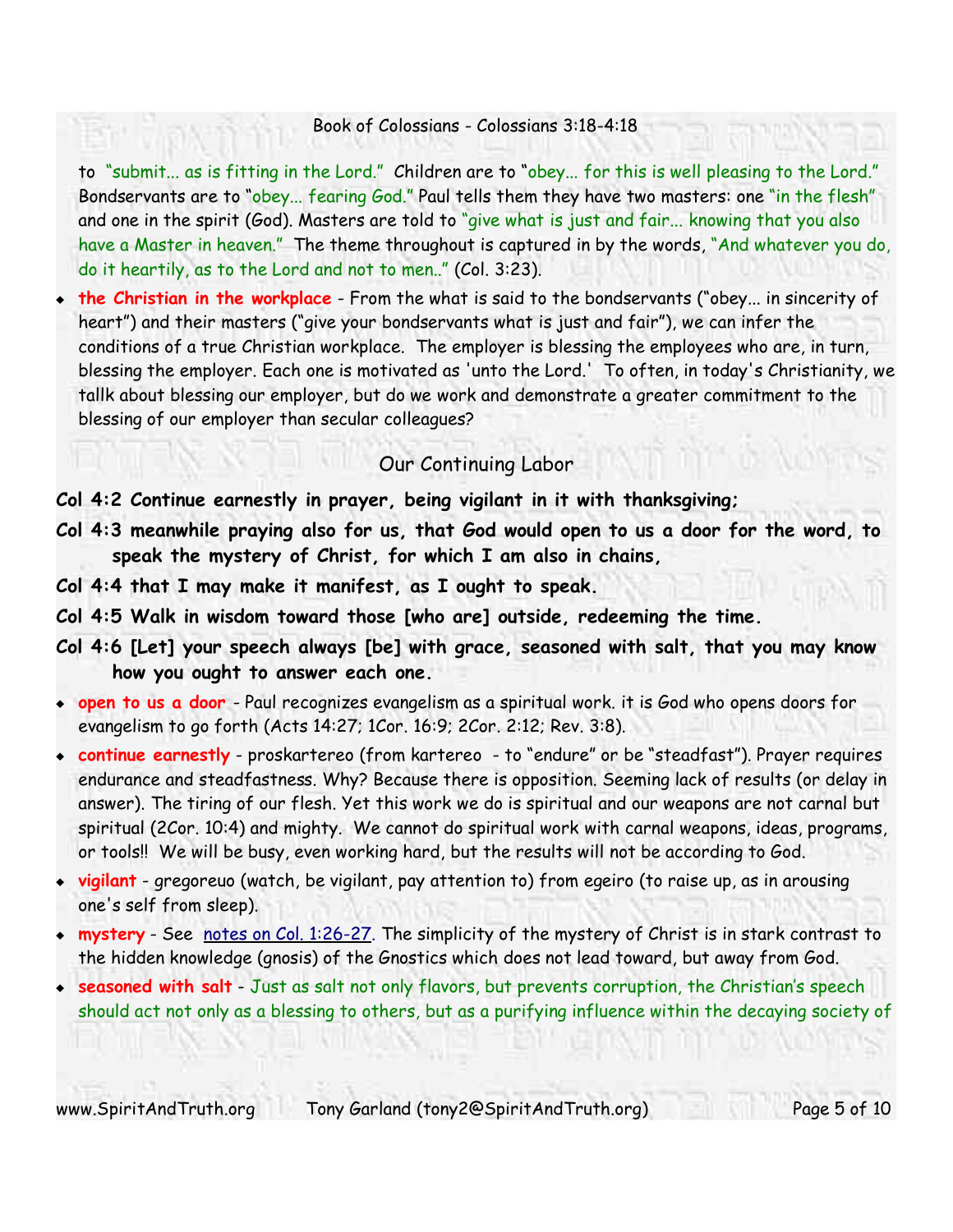to "submit... as is fitting in the Lord." Children are to "obey... for this is well pleasing to the Lord." Bondservants are to "obey... fearing God." Paul tells them they have two masters: one "in the flesh" and one in the spirit (God). Masters are told to "give what is just and fair... knowing that you also have a Master in heaven." The theme throughout is captured in by the words, "And whatever you do, do it heartily, as to the Lord and not to men.." (Col. 3:23).

- **the Christian in the workplace** - From the what is said to the bondservants ("obey... in sincerity of heart") and their masters ("give your bondservants what is just and fair"), we can infer the conditions of a true Christian workplace. The employer is blessing the employees who are, in turn, blessing the employer. Each one is motivated as 'unto the Lord.' To often, in today's Christianity, we tallk about blessing our employer, but do we work and demonstrate a greater commitment to the blessing of our employer than secular colleagues?

## Our Continuing Labor

**Col 4:2 Continue earnestly in prayer, being vigilant in it with thanksgiving;**

**Col 4:3 meanwhile praying also for us, that God would open to us a door for the word, to speak the mystery of Christ, for which I am also in chains,**

**Col 4:4 that I may make it manifest, as I ought to speak.**

**Col 4:5 Walk in wisdom toward those [who are] outside, redeeming the time.**

**Col 4:6 [Let] your speech always [be] with grace, seasoned with salt, that you may know how you ought to answer each one.**

- **open to us a door** - Paul recognizes evangelism as a spiritual work. it is God who opens doors for evangelism to go forth (Acts 14:27; 1Cor. 16:9; 2Cor. 2:12; Rev. 3:8).
- **continue earnestly** - proskartereo (from kartereo - to "endure" or be "steadfast"). Prayer requires endurance and steadfastness. Why? Because there is opposition. Seeming lack of results (or delay in answer). The tiring of our flesh. Yet this work we do is spiritual and our weapons are not carnal but spiritual (2Cor. 10:4) and mighty. We cannot do spiritual work with carnal weapons, ideas, programs, or tools!! We will be busy, even working hard, but the results will not be according to God.
- **vigilant** - gregoreuo (watch, be vigilant, pay attention to) from egeiro (to raise up, as in arousing one's self from sleep).
- **mystery** - See notes on Col. 1:26-27. The simplicity of the mystery of Christ is in stark contrast to the hidden knowledge (gnosis) of the Gnostics which does not lead toward, but away from God.
- **seasoned with salt** - Just as salt not only flavors, but prevents corruption, the Christian's speech should act not only as a blessing to others, but as a purifying influence within the decaying society of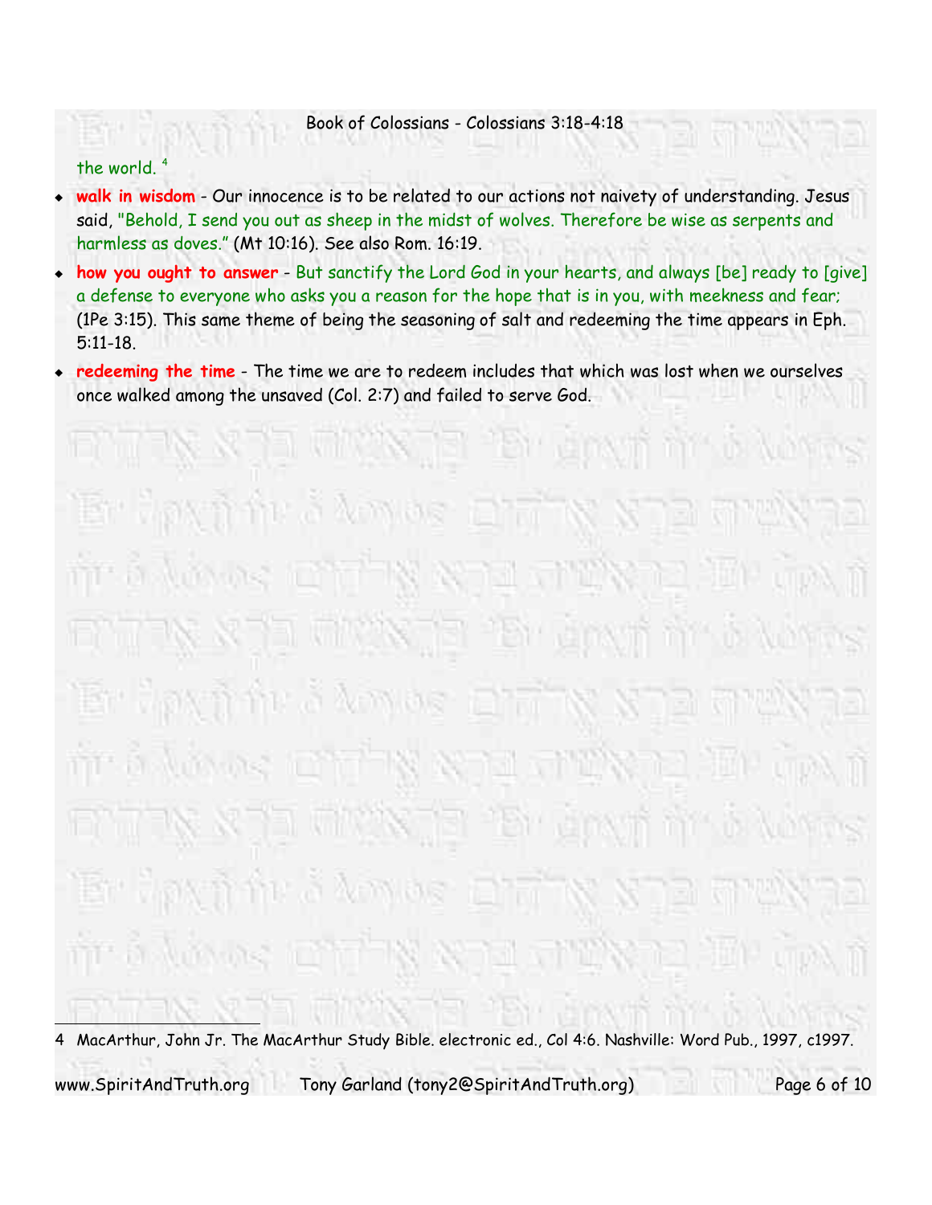the world. [4]

- **walk in wisdom** - Our innocence is to be related to our actions not naivety of understanding. Jesus said, "Behold, I send you out as sheep in the midst of wolves. Therefore be wise as serpents and harmless as doves." (Mt 10:16). See also Rom. 16:19.
- **how you ought to answer** - But sanctify the Lord God in your hearts, and always [be] ready to [give] a defense to everyone who asks you a reason for the hope that is in you, with meekness and fear; (1Pe 3:15). This same theme of being the seasoning of salt and redeeming the time appears in Eph. 5:11-18.
- **redeeming the time** - The time we are to redeem includes that which was lost when we ourselves once walked among the unsaved (Col. 2:7) and failed to serve God.

---

4 MacArthur, John Jr. The MacArthur Study Bible. electronic ed., Col 4:6. Nashville: Word Pub., 1997, c1997.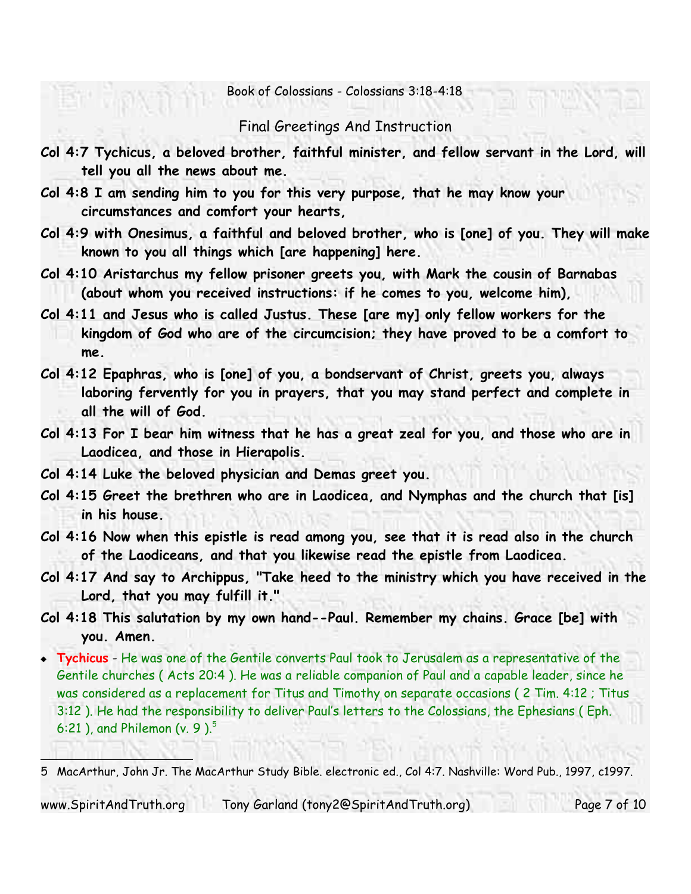Final Greetings And Instruction

**Col 4:7 Tychicus, a beloved brother, faithful minister, and fellow servant in the Lord, will tell you all the news about me.**

**Col 4:8 I am sending him to you for this very purpose, that he may know your circumstances and comfort your hearts,**

**Col 4:9 with Onesimus, a faithful and beloved brother, who is [one] of you. They will make known to you all things which [are happening] here.**

**Col 4:10 Aristarchus my fellow prisoner greets you, with Mark the cousin of Barnabas (about whom you received instructions: if he comes to you, welcome him),**

**Col 4:11 and Jesus who is called Justus. These [are my] only fellow workers for the kingdom of God who are of the circumcision; they have proved to be a comfort to me.**

**Col 4:12 Epaphras, who is [one] of you, a bondservant of Christ, greets you, always laboring fervently for you in prayers, that you may stand perfect and complete in all the will of God.**

**Col 4:13 For I bear him witness that he has a great zeal for you, and those who are in Laodicea, and those in Hierapolis.**

**Col 4:14 Luke the beloved physician and Demas greet you.**

**Col 4:15 Greet the brethren who are in Laodicea, and Nymphas and the church that [is] in his house.**

**Col 4:16 Now when this epistle is read among you, see that it is read also in the church of the Laodiceans, and that you likewise read the epistle from Laodicea.**

**Col 4:17 And say to Archippus, "Take heed to the ministry which you have received in the Lord, that you may fulfill it."**

**Col 4:18 This salutation by my own hand--Paul. Remember my chains. Grace [be] with you. Amen.**

- **Tychicus** - He was one of the Gentile converts Paul took to Jerusalem as a representative of the Gentile churches ( Acts 20:4 ). He was a reliable companion of Paul and a capable leader, since he was considered as a replacement for Titus and Timothy on separate occasions ( 2 Tim. 4:12 ; Titus 3:12 ). He had the responsibility to deliver Paul's letters to the Colossians, the Ephesians ( Eph. 6:21 ), and Philemon (v. 9 ).[5]

---

5 MacArthur, John Jr. The MacArthur Study Bible. electronic ed., Col 4:7. Nashville: Word Pub., 1997, c1997.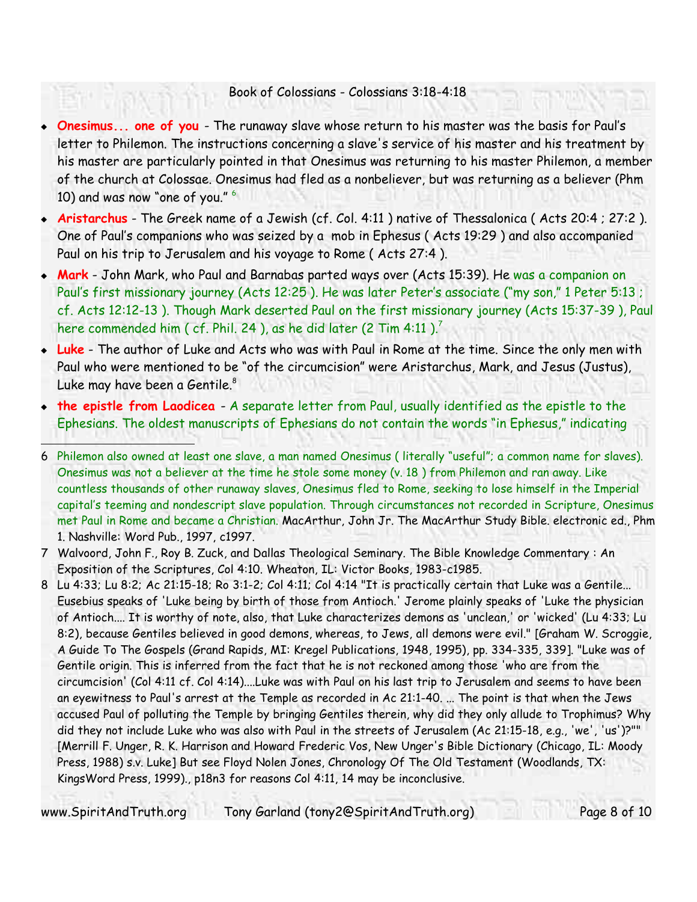- **Onesimus... one of you** - The runaway slave whose return to his master was the basis for Paul's letter to Philemon. The instructions concerning a slave's service of his master and his treatment by his master are particularly pointed in that Onesimus was returning to his master Philemon, a member of the church at Colossae. Onesimus had fled as a nonbeliever, but was returning as a believer (Phm 10) and was now "one of you." [6]
- **Aristarchus** - The Greek name of a Jewish (cf. Col. 4:11 ) native of Thessalonica ( Acts 20:4 ; 27:2 ). One of Paul's companions who was seized by a mob in Ephesus ( Acts 19:29 ) and also accompanied Paul on his trip to Jerusalem and his voyage to Rome ( Acts 27:4 ).
- **Mark** - John Mark, who Paul and Barnabas parted ways over (Acts 15:39). He was a companion on Paul's first missionary journey (Acts 12:25 ). He was later Peter's associate ("my son," 1 Peter 5:13 ; cf. Acts 12:12-13 ). Though Mark deserted Paul on the first missionary journey (Acts 15:37-39 ), Paul here commended him ( cf. Phil. 24 ), as he did later (2 Tim 4:11 ).[7]
- **Luke** - The author of Luke and Acts who was with Paul in Rome at the time. Since the only men with Paul who were mentioned to be "of the circumcision" were Aristarchus, Mark, and Jesus (Justus), Luke may have been a Gentile.[8]
- **the epistle from Laodicea** - A separate letter from Paul, usually identified as the epistle to the Ephesians. The oldest manuscripts of Ephesians do not contain the words "in Ephesus," indicating

---

6 Philemon also owned at least one slave, a man named Onesimus ( literally "useful"; a common name for slaves). Onesimus was not a believer at the time he stole some money (v. 18 ) from Philemon and ran away. Like countless thousands of other runaway slaves, Onesimus fled to Rome, seeking to lose himself in the Imperial capital's teeming and nondescript slave population. Through circumstances not recorded in Scripture, Onesimus met Paul in Rome and became a Christian. MacArthur, John Jr. The MacArthur Study Bible. electronic ed., Phm 1. Nashville: Word Pub., 1997, c1997.

7 Walvoord, John F., Roy B. Zuck, and Dallas Theological Seminary. The Bible Knowledge Commentary : An Exposition of the Scriptures, Col 4:10. Wheaton, IL: Victor Books, 1983-c1985.

8 Lu 4:33; Lu 8:2; Ac 21:15-18; Ro 3:1-2; Col 4:11; Col 4:14 "It is practically certain that Luke was a Gentile... Eusebius speaks of 'Luke being by birth of those from Antioch.' Jerome plainly speaks of 'Luke the physician of Antioch.... It is worthy of note, also, that Luke characterizes demons as 'unclean,' or 'wicked' (Lu 4:33; Lu 8:2), because Gentiles believed in good demons, whereas, to Jews, all demons were evil." [Graham W. Scroggie, A Guide To The Gospels (Grand Rapids, MI: Kregel Publications, 1948, 1995), pp. 334-335, 339]. "Luke was of Gentile origin. This is inferred from the fact that he is not reckoned among those 'who are from the circumcision' (Col 4:11 cf. Col 4:14)....Luke was with Paul on his last trip to Jerusalem and seems to have been an eyewitness to Paul's arrest at the Temple as recorded in Ac 21:1-40. ... The point is that when the Jews accused Paul of polluting the Temple by bringing Gentiles therein, why did they only allude to Trophimus? Why did they not include Luke who was also with Paul in the streets of Jerusalem (Ac 21:15-18, e.g., 'we', 'us')?"" [Merrill F. Unger, R. K. Harrison and Howard Frederic Vos, New Unger's Bible Dictionary (Chicago, IL: Moody Press, 1988) s.v. Luke] But see Floyd Nolen Jones, Chronology Of The Old Testament (Woodlands, TX: KingsWord Press, 1999)., p18n3 for reasons Col 4:11, 14 may be inconclusive.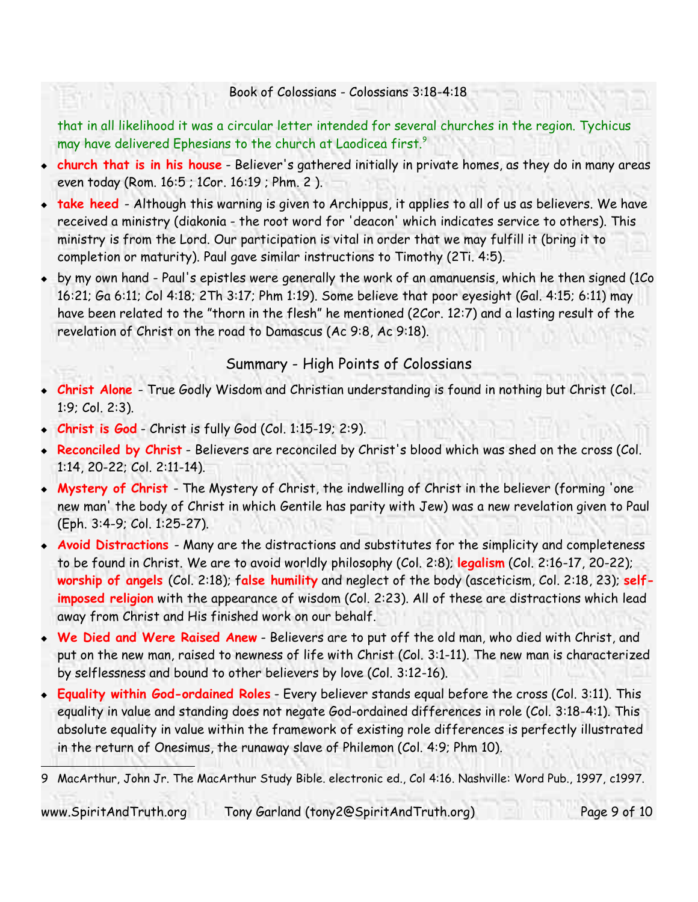that in all likelihood it was a circular letter intended for several churches in the region. Tychicus may have delivered Ephesians to the church at Laodicea first.[9]

- **church that is in his house** - Believer's gathered initially in private homes, as they do in many areas even today (Rom. 16:5 ; 1Cor. 16:19 ; Phm. 2 ).
- **take heed** - Although this warning is given to Archippus, it applies to all of us as believers. We have received a ministry (diakonia - the root word for 'deacon' which indicates service to others). This ministry is from the Lord. Our participation is vital in order that we may fulfill it (bring it to completion or maturity). Paul gave similar instructions to Timothy (2Ti. 4:5).
- by my own hand - Paul's epistles were generally the work of an amanuensis, which he then signed (1Co 16:21; Ga 6:11; Col 4:18; 2Th 3:17; Phm 1:19). Some believe that poor eyesight (Gal. 4:15; 6:11) may have been related to the "thorn in the flesh" he mentioned (2Cor. 12:7) and a lasting result of the revelation of Christ on the road to Damascus (Ac 9:8, Ac 9:18).

## Summary - High Points of Colossians

- **Christ Alone** - True Godly Wisdom and Christian understanding is found in nothing but Christ (Col. 1:9; Col. 2:3).
- **Christ is God** - Christ is fully God (Col. 1:15-19; 2:9).
- **Reconciled by Christ** - Believers are reconciled by Christ's blood which was shed on the cross (Col. 1:14, 20-22; Col. 2:11-14).
- **Mystery of Christ** - The Mystery of Christ, the indwelling of Christ in the believer (forming 'one new man' the body of Christ in which Gentile has parity with Jew) was a new revelation given to Paul (Eph. 3:4-9; Col. 1:25-27).
- **Avoid Distractions** - Many are the distractions and substitutes for the simplicity and completeness to be found in Christ. We are to avoid worldly philosophy (Col. 2:8); **legalism** (Col. 2:16-17, 20-22); **worship of angels** (Col. 2:18); f**alse humility** and neglect of the body (asceticism, Col. 2:18, 23); **self-imposed religion** with the appearance of wisdom (Col. 2:23). All of these are distractions which lead away from Christ and His finished work on our behalf.
- **We Died and Were Raised Anew** - Believers are to put off the old man, who died with Christ, and put on the new man, raised to newness of life with Christ (Col. 3:1-11). The new man is characterized by selflessness and bound to other believers by love (Col. 3:12-16).
- **Equality within God-ordained Roles** - Every believer stands equal before the cross (Col. 3:11). This equality in value and standing does not negate God-ordained differences in role (Col. 3:18-4:1). This absolute equality in value within the framework of existing role differences is perfectly illustrated in the return of Onesimus, the runaway slave of Philemon (Col. 4:9; Phm 10).

---

9 MacArthur, John Jr. The MacArthur Study Bible. electronic ed., Col 4:16. Nashville: Word Pub., 1997, c1997.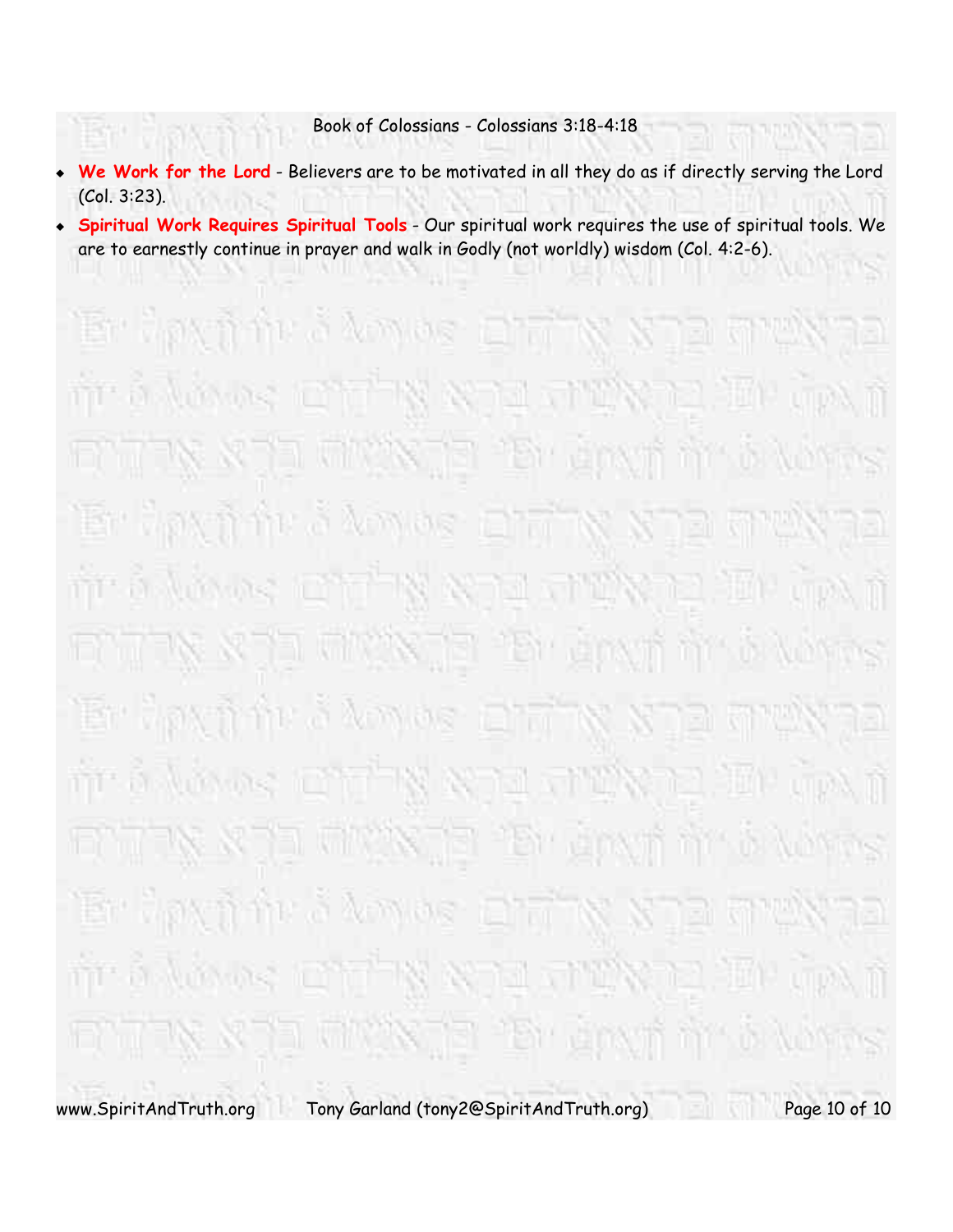- **We Work for the Lord** - Believers are to be motivated in all they do as if directly serving the Lord (Col. 3:23).
- **Spiritual Work Requires Spiritual Tools** - Our spiritual work requires the use of spiritual tools. We are to earnestly continue in prayer and walk in Godly (not worldly) wisdom (Col. 4:2-6).